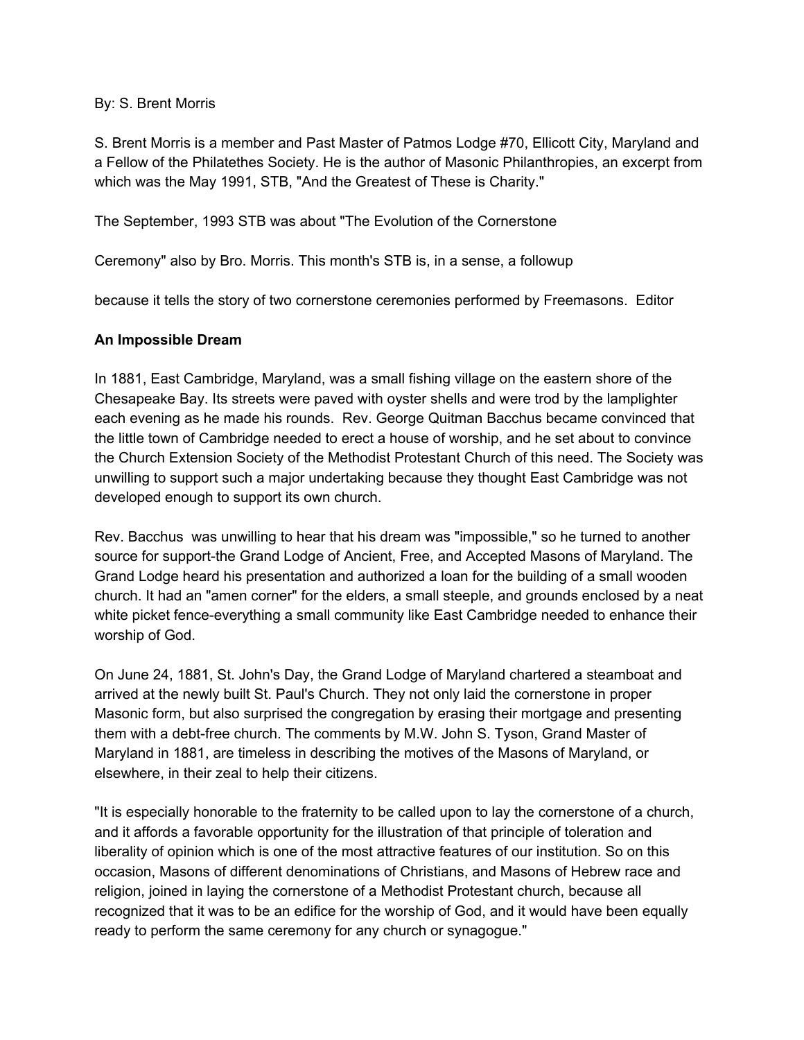By: S. Brent Morris

S. Brent Morris is a member and Past Master of Patmos Lodge #70, Ellicott City, Maryland and a Fellow of the Philalethes Society. He is the author of Masonic Philanthropies, an excerpt from which was the May 1991, STB, "And the Greatest of These is Charity."

The September, 1993 STB was about "The Evolution of the Cornerstone

Ceremony" also by Bro. Morris. This month's STB is, in a sense, a followup

because it tells the story of two cornerstone ceremonies performed by Freemasons. Editor

**An Impossible Dream**

In 1881, East Cambridge, Maryland, was a small fishing village on the eastern shore of the Chesapeake Bay. Its streets were paved with oyster shells and were trod by the lamplighter each evening as he made his rounds. Rev. George Quitman Bacchus became convinced that the little town of Cambridge needed to erect a house of worship, and he set about to convince the Church Extension Society of the Methodist Protestant Church of this need. The Society was unwilling to support such a major undertaking because they thought East Cambridge was not developed enough to support its own church.

Rev. Bacchus was unwilling to hear that his dream was "impossible," so he turned to another source for support-the Grand Lodge of Ancient, Free, and Accepted Masons of Maryland. The Grand Lodge heard his presentation and authorized a loan for the building of a small wooden church. It had an "amen corner" for the elders, a small steeple, and grounds enclosed by a neat white picket fence-everything a small community like East Cambridge needed to enhance their worship of God.

On June 24, 1881, St. John's Day, the Grand Lodge of Maryland chartered a steamboat and arrived at the newly built St. Paul's Church. They not only laid the cornerstone in proper Masonic form, but also surprised the congregation by erasing their mortgage and presenting them with a debt-free church. The comments by M.W. John S. Tyson, Grand Master of Maryland in 1881, are timeless in describing the motives of the Masons of Maryland, or elsewhere, in their zeal to help their citizens.

"It is especially honorable to the fraternity to be called upon to lay the cornerstone of a church, and it affords a favorable opportunity for the illustration of that principle of toleration and liberality of opinion which is one of the most attractive features of our institution. So on this occasion, Masons of different denominations of Christians, and Masons of Hebrew race and religion, joined in laying the cornerstone of a Methodist Protestant church, because all recognized that it was to be an edifice for the worship of God, and it would have been equally ready to perform the same ceremony for any church or synagogue."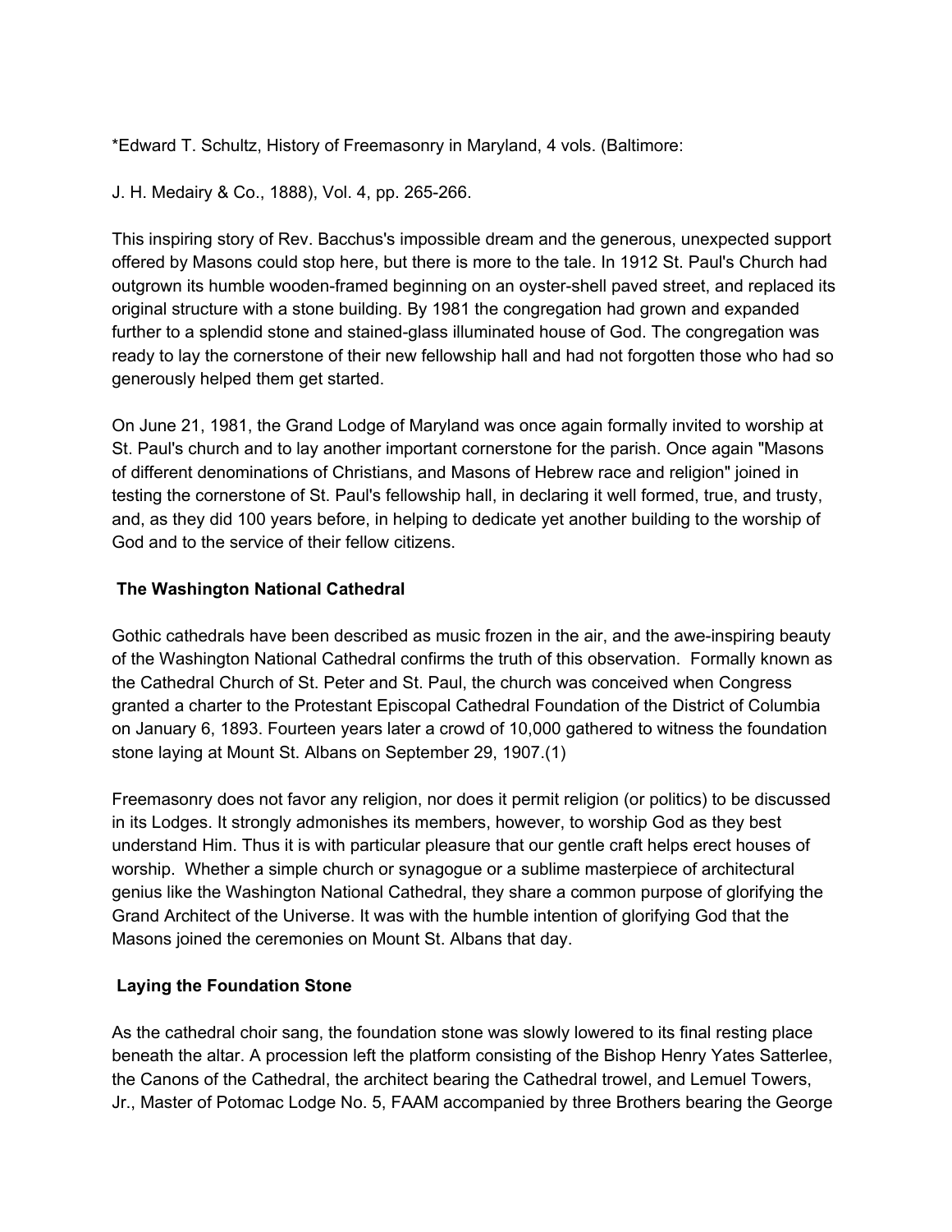*Edward T. Schultz, History of Freemasonry in Maryland, 4 vols. (Baltimore:

J. H. Medairy & Co., 1888), Vol. 4, pp. 265-266.

This inspiring story of Rev. Bacchus's impossible dream and the generous, unexpected support offered by Masons could stop here, but there is more to the tale. In 1912 St. Paul's Church had outgrown its humble wooden-framed beginning on an oyster-shell paved street, and replaced its original structure with a stone building. By 1981 the congregation had grown and expanded further to a splendid stone and stained-glass illuminated house of God. The congregation was ready to lay the cornerstone of their new fellowship hall and had not forgotten those who had so generously helped them get started.

On June 21, 1981, the Grand Lodge of Maryland was once again formally invited to worship at St. Paul's church and to lay another important cornerstone for the parish. Once again "Masons of different denominations of Christians, and Masons of Hebrew race and religion" joined in testing the cornerstone of St. Paul's fellowship hall, in declaring it well formed, true, and trusty, and, as they did 100 years before, in helping to dedicate yet another building to the worship of God and to the service of their fellow citizens.

## The Washington National Cathedral

Gothic cathedrals have been described as music frozen in the air, and the awe-inspiring beauty of the Washington National Cathedral confirms the truth of this observation. Formally known as the Cathedral Church of St. Peter and St. Paul, the church was conceived when Congress granted a charter to the Protestant Episcopal Cathedral Foundation of the District of Columbia on January 6, 1893. Fourteen years later a crowd of 10,000 gathered to witness the foundation stone laying at Mount St. Albans on September 29, 1907.(1)

Freemasonry does not favor any religion, nor does it permit religion (or politics) to be discussed in its Lodges. It strongly admonishes its members, however, to worship God as they best understand Him. Thus it is with particular pleasure that our gentle craft helps erect houses of worship. Whether a simple church or synagogue or a sublime masterpiece of architectural genius like the Washington National Cathedral, they share a common purpose of glorifying the Grand Architect of the Universe. It was with the humble intention of glorifying God that the Masons joined the ceremonies on Mount St. Albans that day.

## Laying the Foundation Stone

As the cathedral choir sang, the foundation stone was slowly lowered to its final resting place beneath the altar. A procession left the platform consisting of the Bishop Henry Yates Satterlee, the Canons of the Cathedral, the architect bearing the Cathedral trowel, and Lemuel Towers, Jr., Master of Potomac Lodge No. 5, FAAM accompanied by three Brothers bearing the George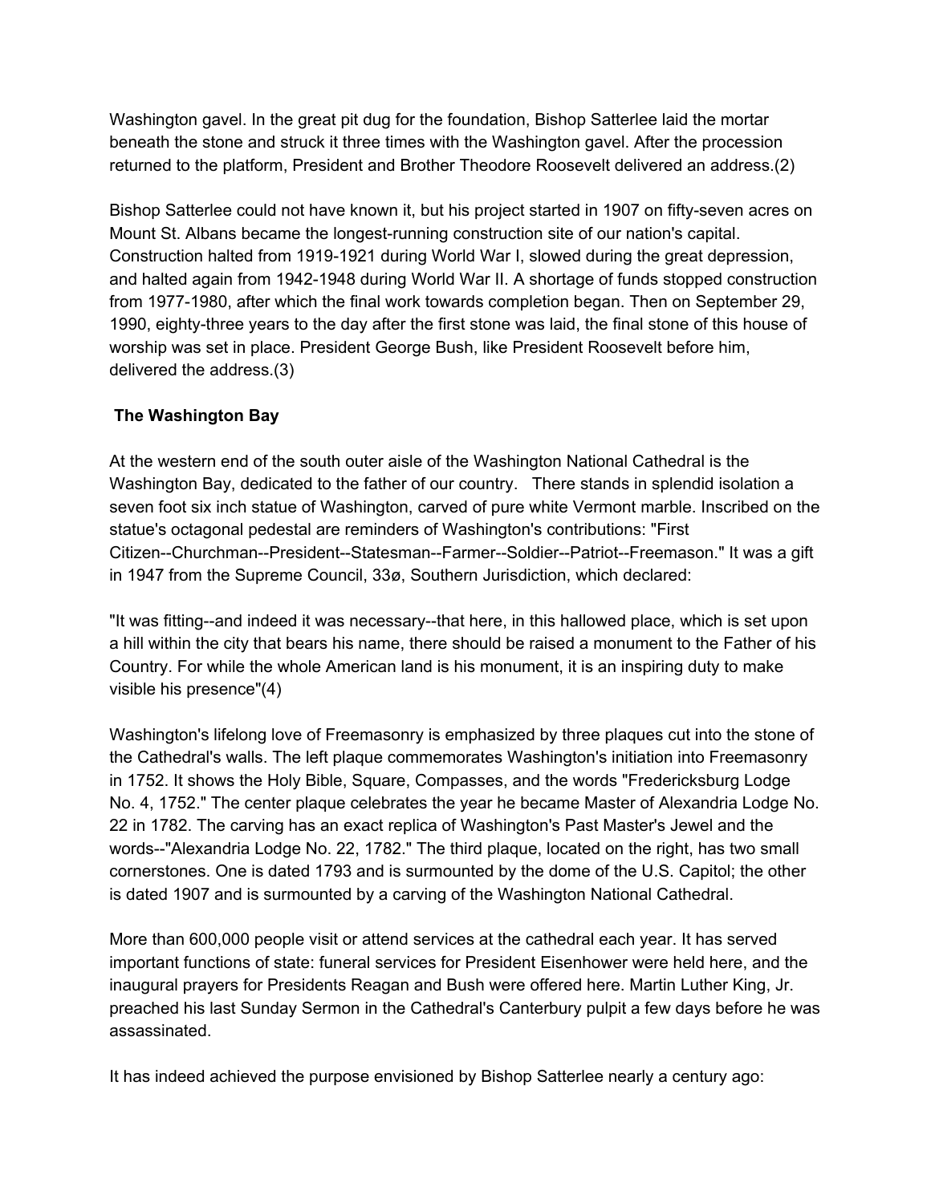Washington gavel. In the great pit dug for the foundation, Bishop Satterlee laid the mortar beneath the stone and struck it three times with the Washington gavel. After the procession returned to the platform, President and Brother Theodore Roosevelt delivered an address.(2)

Bishop Satterlee could not have known it, but his project started in 1907 on fifty-seven acres on Mount St. Albans became the longest-running construction site of our nation's capital. Construction halted from 1919-1921 during World War I, slowed during the great depression, and halted again from 1942-1948 during World War II. A shortage of funds stopped construction from 1977-1980, after which the final work towards completion began. Then on September 29, 1990, eighty-three years to the day after the first stone was laid, the final stone of this house of worship was set in place. President George Bush, like President Roosevelt before him, delivered the address.(3)

### The Washington Bay

At the western end of the south outer aisle of the Washington National Cathedral is the Washington Bay, dedicated to the father of our country. There stands in splendid isolation a seven foot six inch statue of Washington, carved of pure white Vermont marble. Inscribed on the statue's octagonal pedestal are reminders of Washington's contributions: "First Citizen--Churchman--President--Statesman--Farmer--Soldier--Patriot--Freemason." It was a gift in 1947 from the Supreme Council, 33ø, Southern Jurisdiction, which declared:

"It was fitting--and indeed it was necessary--that here, in this hallowed place, which is set upon a hill within the city that bears his name, there should be raised a monument to the Father of his Country. For while the whole American land is his monument, it is an inspiring duty to make visible his presence"(4)

Washington's lifelong love of Freemasonry is emphasized by three plaques cut into the stone of the Cathedral's walls. The left plaque commemorates Washington's initiation into Freemasonry in 1752. It shows the Holy Bible, Square, Compasses, and the words "Fredericksburg Lodge No. 4, 1752." The center plaque celebrates the year he became Master of Alexandria Lodge No. 22 in 1782. The carving has an exact replica of Washington's Past Master's Jewel and the words--"Alexandria Lodge No. 22, 1782." The third plaque, located on the right, has two small cornerstones. One is dated 1793 and is surmounted by the dome of the U.S. Capitol; the other is dated 1907 and is surmounted by a carving of the Washington National Cathedral.

More than 600,000 people visit or attend services at the cathedral each year. It has served important functions of state: funeral services for President Eisenhower were held here, and the inaugural prayers for Presidents Reagan and Bush were offered here. Martin Luther King, Jr. preached his last Sunday Sermon in the Cathedral's Canterbury pulpit a few days before he was assassinated.

It has indeed achieved the purpose envisioned by Bishop Satterlee nearly a century ago: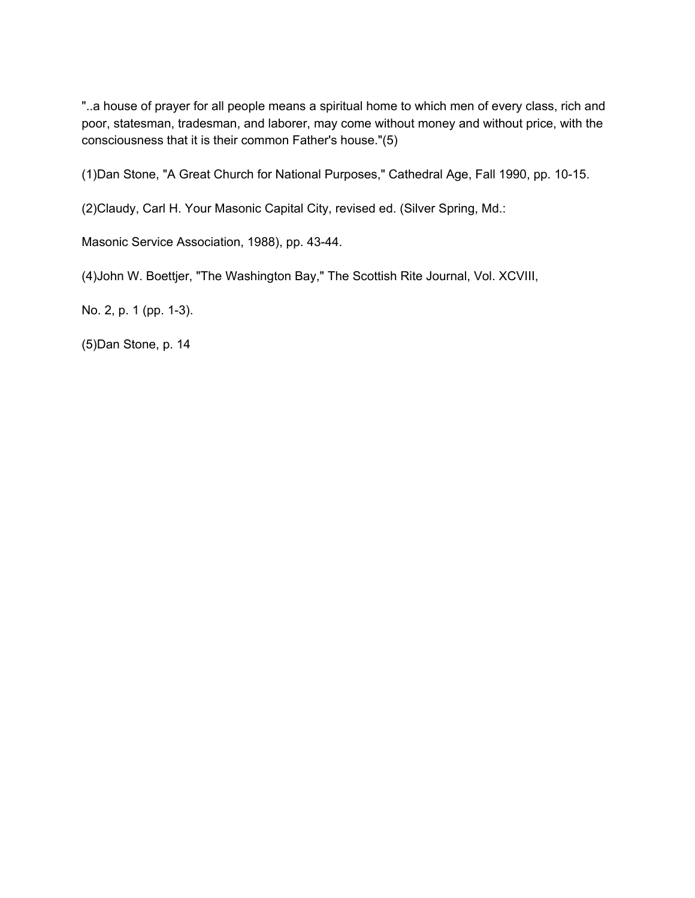"..a house of prayer for all people means a spiritual home to which men of every class, rich and poor, statesman, tradesman, and laborer, may come without money and without price, with the consciousness that it is their common Father's house."(5)

(1)Dan Stone, "A Great Church for National Purposes," Cathedral Age, Fall 1990, pp. 10-15.

(2)Claudy, Carl H. Your Masonic Capital City, revised ed. (Silver Spring, Md.:

Masonic Service Association, 1988), pp. 43-44.

(4)John W. Boettjer, "The Washington Bay," The Scottish Rite Journal, Vol. XCVIII,

No. 2, p. 1 (pp. 1-3).

(5)Dan Stone, p. 14